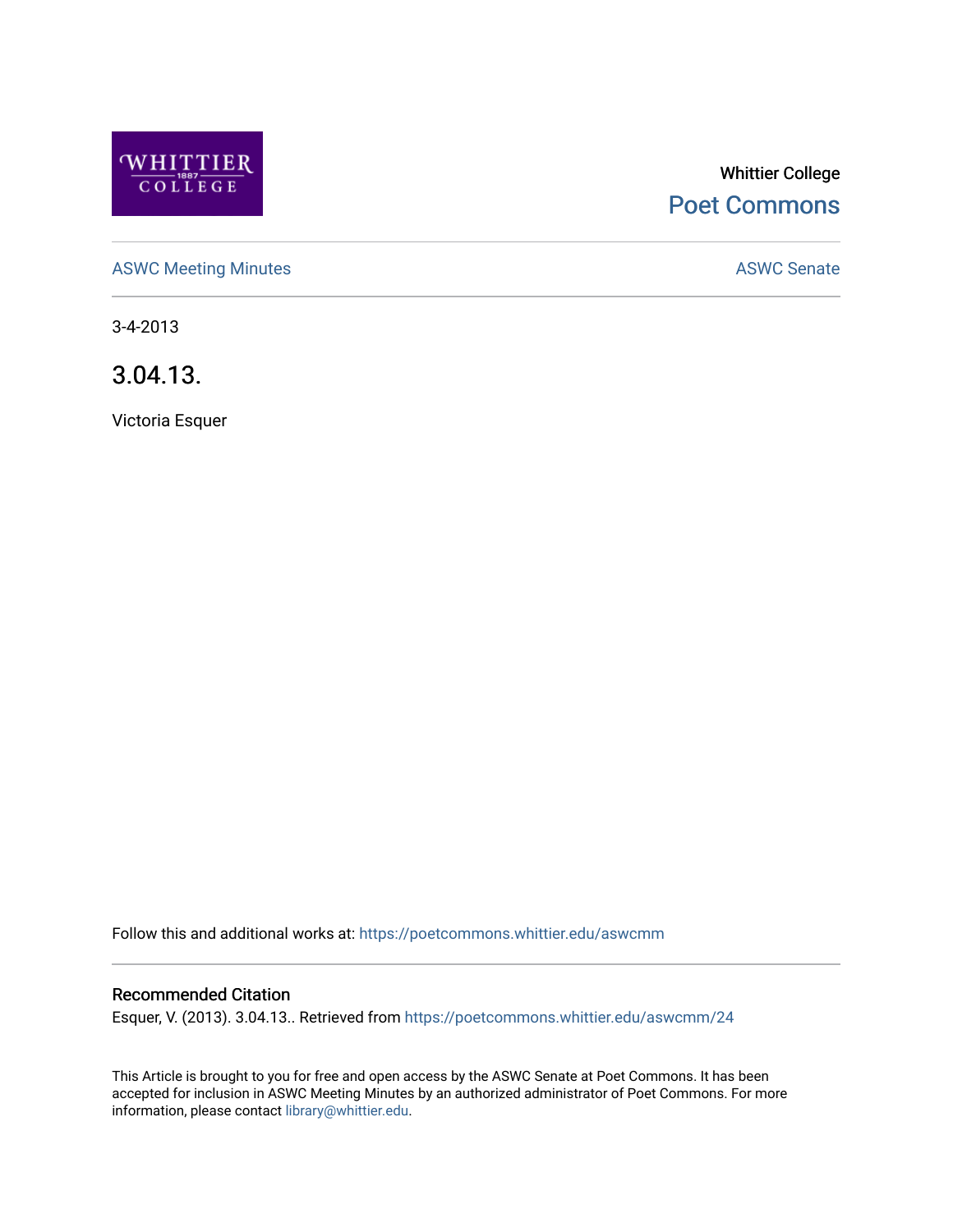Whittier College

Poet Commons

ASWC Meeting Minutes

ASWC Senate

3-4-2013

# 3.04.13.

Victoria Esquer

Follow this and additional works at: https://poetcommons.whittier.edu/aswcmm

## Recommended Citation

Esquer, V. (2013). 3.04.13.. Retrieved from https://poetcommons.whittier.edu/aswcmm/24

This Article is brought to you for free and open access by the ASWC Senate at Poet Commons. It has been accepted for inclusion in ASWC Meeting Minutes by an authorized administrator of Poet Commons. For more information, please contact library@whittier.edu.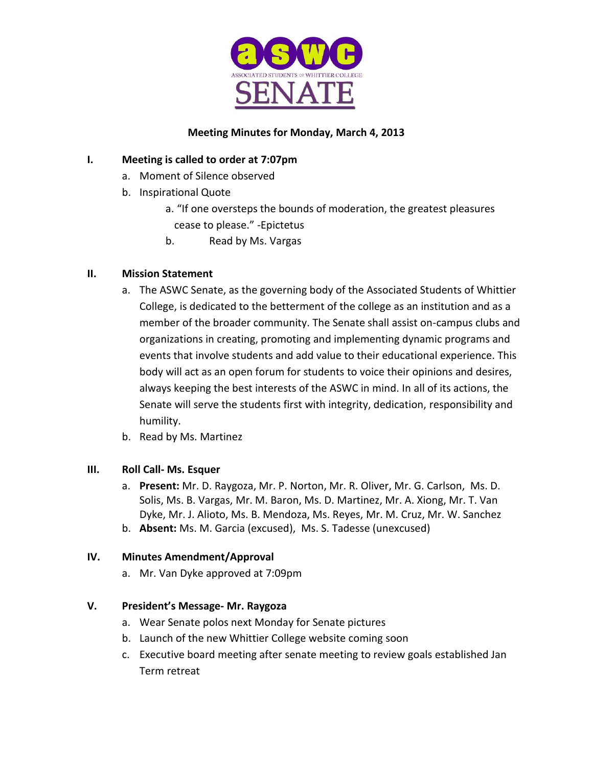ASSOCIATED STUDENTS OF WHITTIER COLLEGE SENATE

**Meeting Minutes for Monday, March 4, 2013**

**I. Meeting is called to order at 7:07pm**

a. Moment of Silence observed
b. Inspirational Quote
   a. "If one oversteps the bounds of moderation, the greatest pleasures cease to please." -Epictetus
   b. Read by Ms. Vargas

**II. Mission Statement**

a. The ASWC Senate, as the governing body of the Associated Students of Whittier College, is dedicated to the betterment of the college as an institution and as a member of the broader community. The Senate shall assist on-campus clubs and organizations in creating, promoting and implementing dynamic programs and events that involve students and add value to their educational experience. This body will act as an open forum for students to voice their opinions and desires, always keeping the best interests of the ASWC in mind. In all of its actions, the Senate will serve the students first with integrity, dedication, responsibility and humility.
b. Read by Ms. Martinez

**III. Roll Call- Ms. Esquer**

a. **Present:** Mr. D. Raygoza, Mr. P. Norton, Mr. R. Oliver, Mr. G. Carlson, Ms. D. Solis, Ms. B. Vargas, Mr. M. Baron, Ms. D. Martinez, Mr. A. Xiong, Mr. T. Van Dyke, Mr. J. Alioto, Ms. B. Mendoza, Ms. Reyes, Mr. M. Cruz, Mr. W. Sanchez
b. **Absent:** Ms. M. Garcia (excused), Ms. S. Tadesse (unexcused)

**IV. Minutes Amendment/Approval**

a. Mr. Van Dyke approved at 7:09pm

**V. President's Message- Mr. Raygoza**

a. Wear Senate polos next Monday for Senate pictures
b. Launch of the new Whittier College website coming soon
c. Executive board meeting after senate meeting to review goals established Jan Term retreat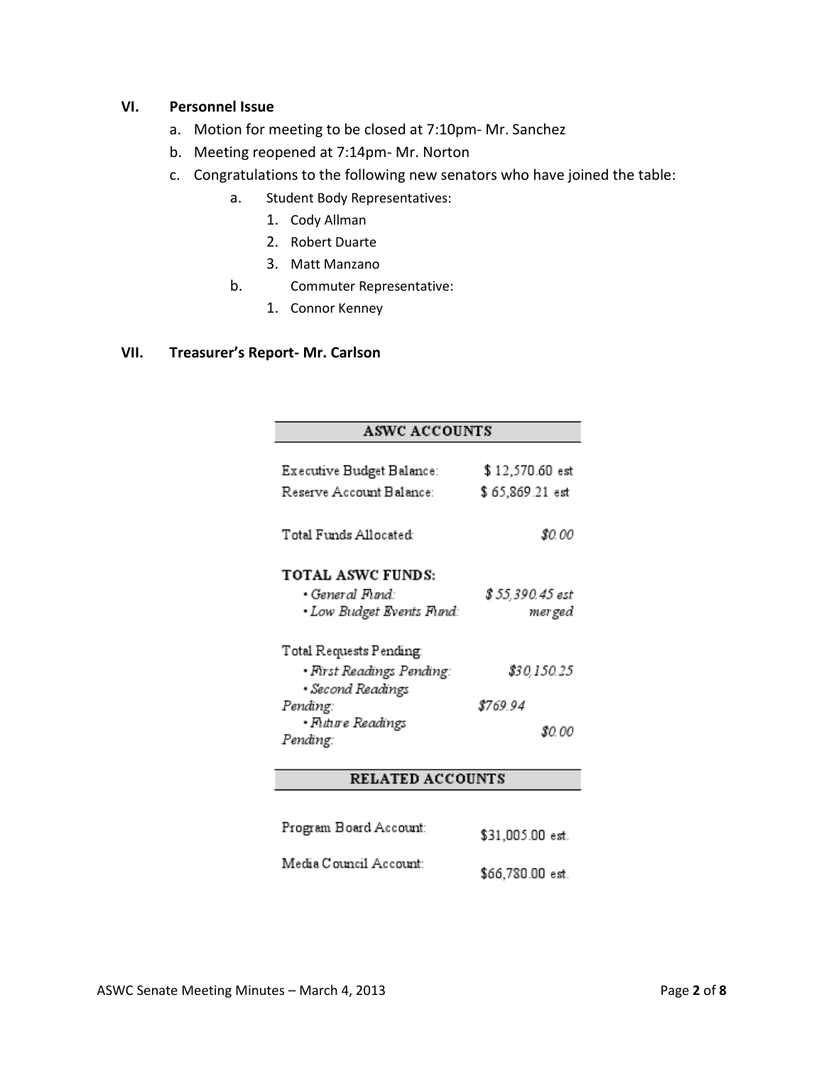### VI. Personnel Issue

a. Motion for meeting to be closed at 7:10pm- Mr. Sanchez
b. Meeting reopened at 7:14pm- Mr. Norton
c. Congratulations to the following new senators who have joined the table:
   a. Student Body Representatives:
      1. Cody Allman
      2. Robert Duarte
      3. Matt Manzano
   b. Commuter Representative:
      1. Connor Kenney

### VII. Treasurer's Report- Mr. Carlson

| ASWC ACCOUNTS | |
|---|---|
| Executive Budget Balance: | $ 12,570.60 est |
| Reserve Account Balance: | $ 65,869.21 est |
| Total Funds Allocated: | $0.00 |
| **TOTAL ASWC FUNDS:** | |
| • *General Fund:* | *$ 55,390.45 est* |
| • *Low Budget Events Fund:* | *merged* |
| Total Requests Pending: | |
| • *First Readings Pending:* | *$30,150.25* |
| • *Second Readings Pending:* | *$769.94* |
| • *Future Readings Pending:* | *$0.00* |

| RELATED ACCOUNTS | |
|---|---|
| Program Board Account: | $31,005.00 est. |
| Media Council Account: | $66,780.00 est. |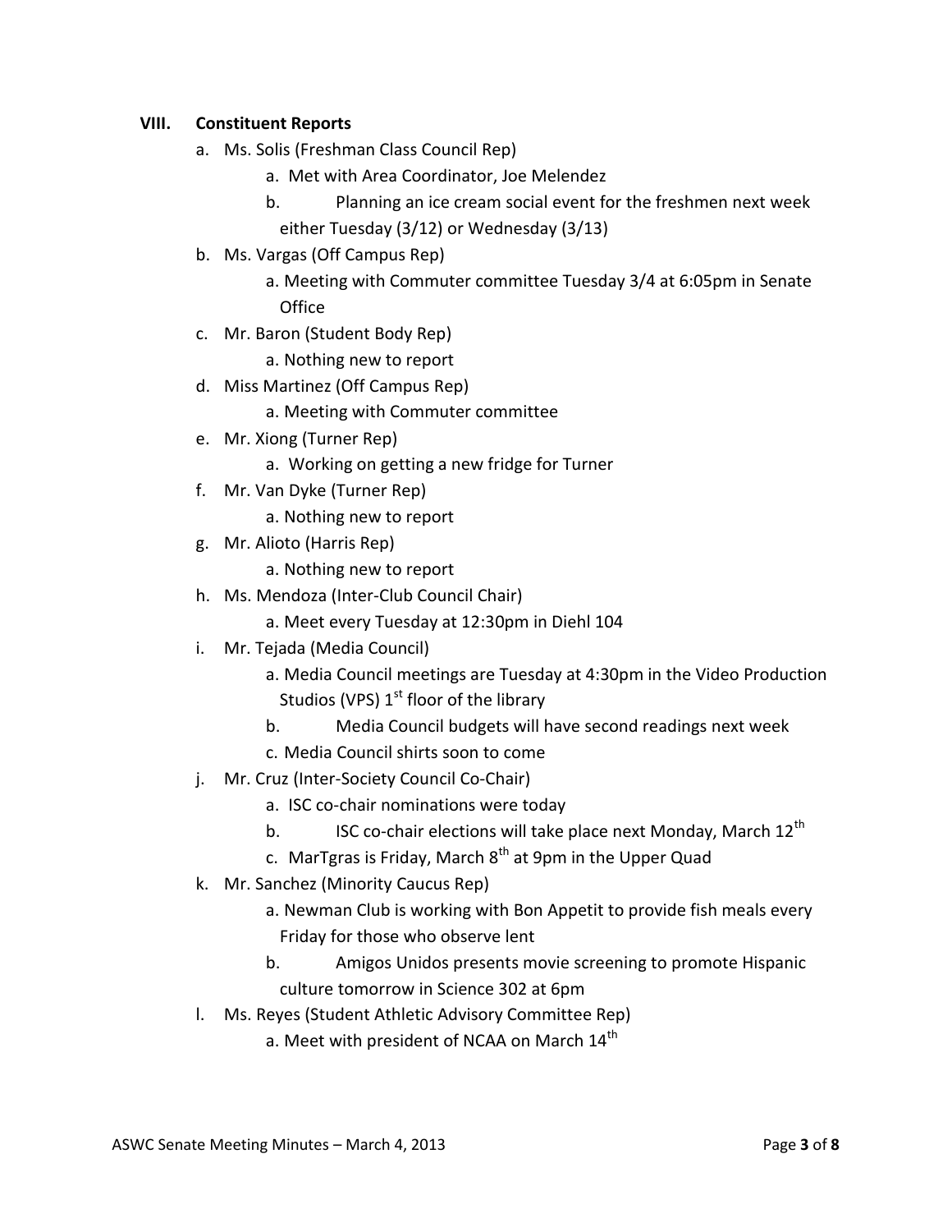## VIII. Constituent Reports

a. Ms. Solis (Freshman Class Council Rep)
   a. Met with Area Coordinator, Joe Melendez
   b. Planning an ice cream social event for the freshmen next week either Tuesday (3/12) or Wednesday (3/13)

b. Ms. Vargas (Off Campus Rep)
   a. Meeting with Commuter committee Tuesday 3/4 at 6:05pm in Senate Office

c. Mr. Baron (Student Body Rep)
   a. Nothing new to report

d. Miss Martinez (Off Campus Rep)
   a. Meeting with Commuter committee

e. Mr. Xiong (Turner Rep)
   a. Working on getting a new fridge for Turner

f. Mr. Van Dyke (Turner Rep)
   a. Nothing new to report

g. Mr. Alioto (Harris Rep)
   a. Nothing new to report

h. Ms. Mendoza (Inter-Club Council Chair)
   a. Meet every Tuesday at 12:30pm in Diehl 104

i. Mr. Tejada (Media Council)
   a. Media Council meetings are Tuesday at 4:30pm in the Video Production Studios (VPS) 1st floor of the library
   b. Media Council budgets will have second readings next week
   c. Media Council shirts soon to come

j. Mr. Cruz (Inter-Society Council Co-Chair)
   a. ISC co-chair nominations were today
   b. ISC co-chair elections will take place next Monday, March 12th
   c. MarTgras is Friday, March 8th at 9pm in the Upper Quad

k. Mr. Sanchez (Minority Caucus Rep)
   a. Newman Club is working with Bon Appetit to provide fish meals every Friday for those who observe lent
   b. Amigos Unidos presents movie screening to promote Hispanic culture tomorrow in Science 302 at 6pm

l. Ms. Reyes (Student Athletic Advisory Committee Rep)
   a. Meet with president of NCAA on March 14th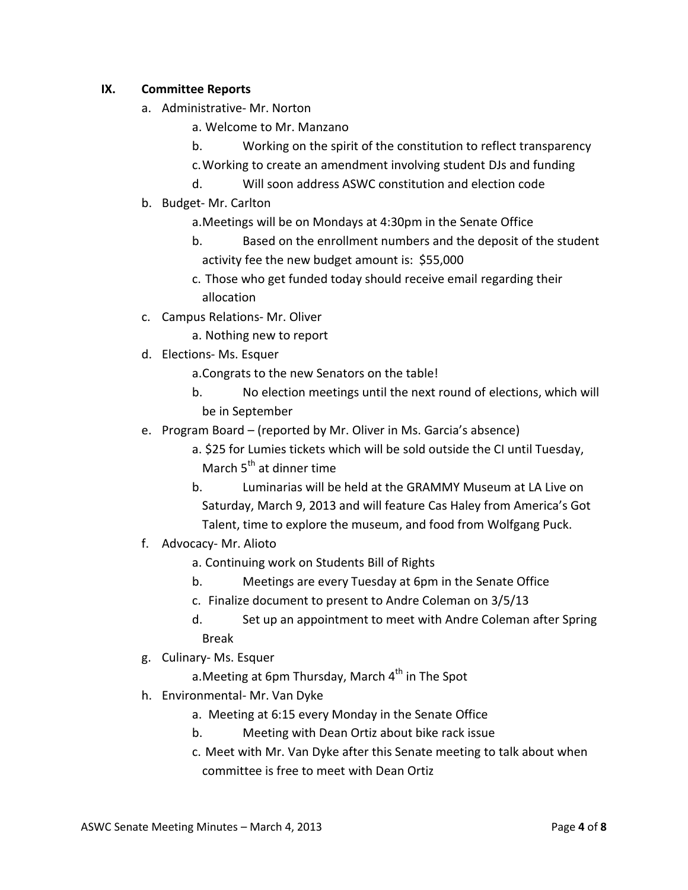## IX. Committee Reports

a. Administrative- Mr. Norton
   a. Welcome to Mr. Manzano
   b. Working on the spirit of the constitution to reflect transparency
   c. Working to create an amendment involving student DJs and funding
   d. Will soon address ASWC constitution and election code
b. Budget- Mr. Carlton
   a. Meetings will be on Mondays at 4:30pm in the Senate Office
   b. Based on the enrollment numbers and the deposit of the student activity fee the new budget amount is: $55,000
   c. Those who get funded today should receive email regarding their allocation
c. Campus Relations- Mr. Oliver
   a. Nothing new to report
d. Elections- Ms. Esquer
   a. Congrats to the new Senators on the table!
   b. No election meetings until the next round of elections, which will be in September
e. Program Board – (reported by Mr. Oliver in Ms. Garcia's absence)
   a. $25 for Lumies tickets which will be sold outside the CI until Tuesday, March 5th at dinner time
   b. Luminarias will be held at the GRAMMY Museum at LA Live on Saturday, March 9, 2013 and will feature Cas Haley from America's Got Talent, time to explore the museum, and food from Wolfgang Puck.
f. Advocacy- Mr. Alioto
   a. Continuing work on Students Bill of Rights
   b. Meetings are every Tuesday at 6pm in the Senate Office
   c. Finalize document to present to Andre Coleman on 3/5/13
   d. Set up an appointment to meet with Andre Coleman after Spring Break
g. Culinary- Ms. Esquer
   a. Meeting at 6pm Thursday, March 4th in The Spot
h. Environmental- Mr. Van Dyke
   a. Meeting at 6:15 every Monday in the Senate Office
   b. Meeting with Dean Ortiz about bike rack issue
   c. Meet with Mr. Van Dyke after this Senate meeting to talk about when committee is free to meet with Dean Ortiz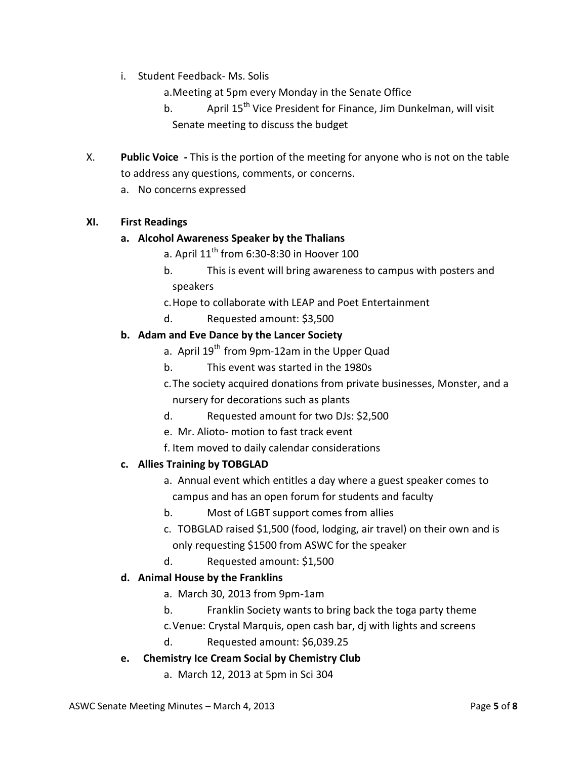i. Student Feedback- Ms. Solis
   a. Meeting at 5pm every Monday in the Senate Office
   b. April 15th Vice President for Finance, Jim Dunkelman, will visit Senate meeting to discuss the budget

X. **Public Voice -** This is the portion of the meeting for anyone who is not on the table to address any questions, comments, or concerns.
   a. No concerns expressed

**XI. First Readings**

**a. Alcohol Awareness Speaker by the Thalians**
   a. April 11th from 6:30-8:30 in Hoover 100
   b. This is event will bring awareness to campus with posters and speakers
   c. Hope to collaborate with LEAP and Poet Entertainment
   d. Requested amount: $3,500

**b. Adam and Eve Dance by the Lancer Society**
   a. April 19th from 9pm-12am in the Upper Quad
   b. This event was started in the 1980s
   c. The society acquired donations from private businesses, Monster, and a nursery for decorations such as plants
   d. Requested amount for two DJs: $2,500
   e. Mr. Alioto- motion to fast track event
   f. Item moved to daily calendar considerations

**c. Allies Training by TOBGLAD**
   a. Annual event which entitles a day where a guest speaker comes to campus and has an open forum for students and faculty
   b. Most of LGBT support comes from allies
   c. TOBGLAD raised $1,500 (food, lodging, air travel) on their own and is only requesting $1500 from ASWC for the speaker
   d. Requested amount: $1,500

**d. Animal House by the Franklins**
   a. March 30, 2013 from 9pm-1am
   b. Franklin Society wants to bring back the toga party theme
   c. Venue: Crystal Marquis, open cash bar, dj with lights and screens
   d. Requested amount: $6,039.25

**e. Chemistry Ice Cream Social by Chemistry Club**
   a. March 12, 2013 at 5pm in Sci 304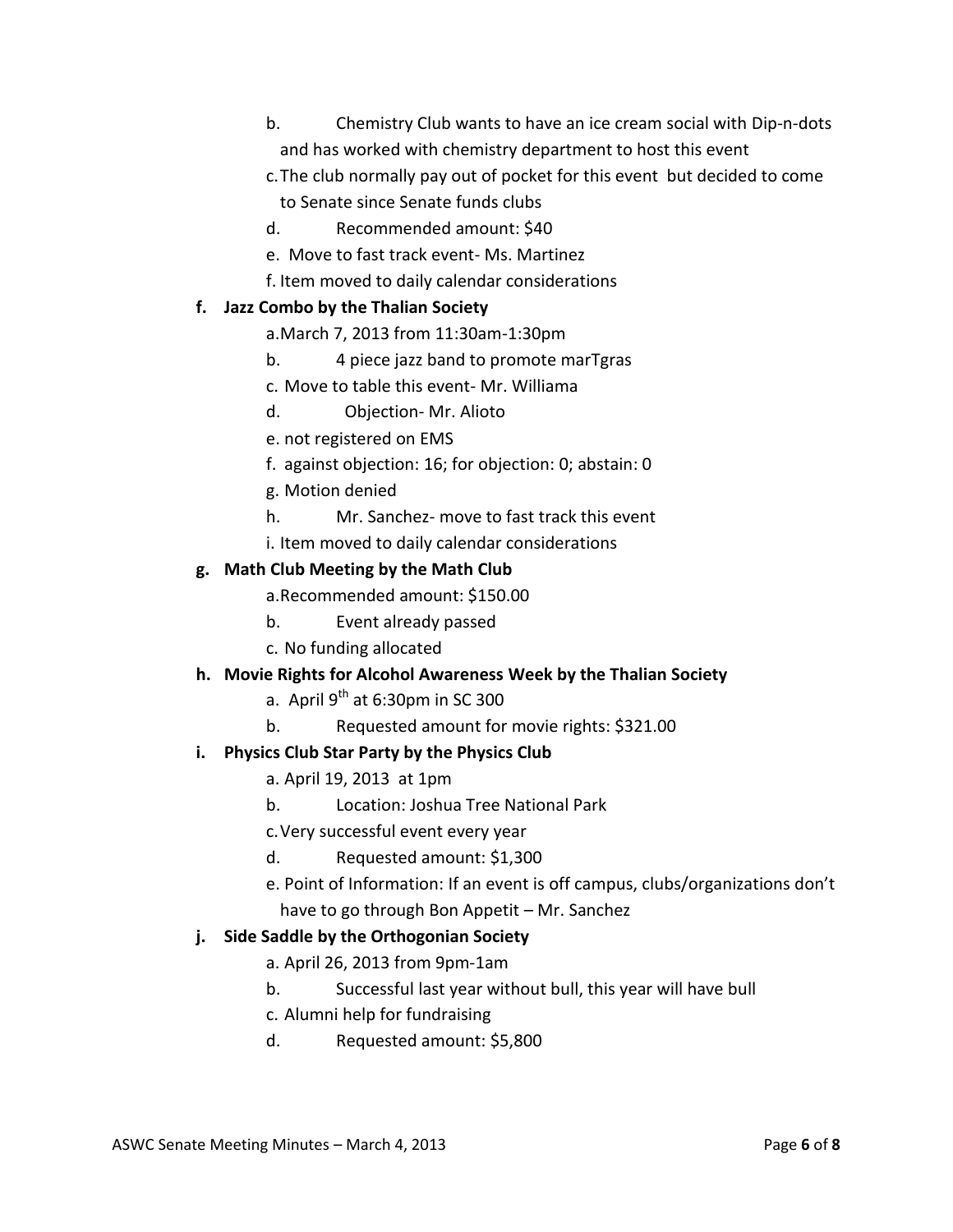b. Chemistry Club wants to have an ice cream social with Dip-n-dots and has worked with chemistry department to host this event
   c. The club normally pay out of pocket for this event but decided to come to Senate since Senate funds clubs
   d. Recommended amount: $40
   e. Move to fast track event- Ms. Martinez
   f. Item moved to daily calendar considerations

**f. Jazz Combo by the Thalian Society**

   a. March 7, 2013 from 11:30am-1:30pm
   b. 4 piece jazz band to promote marTgras
   c. Move to table this event- Mr. Williama
   d. Objection- Mr. Alioto
   e. not registered on EMS
   f. against objection: 16; for objection: 0; abstain: 0
   g. Motion denied
   h. Mr. Sanchez- move to fast track this event
   i. Item moved to daily calendar considerations

**g. Math Club Meeting by the Math Club**

   a. Recommended amount: $150.00
   b. Event already passed
   c. No funding allocated

**h. Movie Rights for Alcohol Awareness Week by the Thalian Society**

   a. April 9th at 6:30pm in SC 300
   b. Requested amount for movie rights: $321.00

**i. Physics Club Star Party by the Physics Club**

   a. April 19, 2013 at 1pm
   b. Location: Joshua Tree National Park
   c. Very successful event every year
   d. Requested amount: $1,300
   e. Point of Information: If an event is off campus, clubs/organizations don't have to go through Bon Appetit – Mr. Sanchez

**j. Side Saddle by the Orthogonian Society**

   a. April 26, 2013 from 9pm-1am
   b. Successful last year without bull, this year will have bull
   c. Alumni help for fundraising
   d. Requested amount: $5,800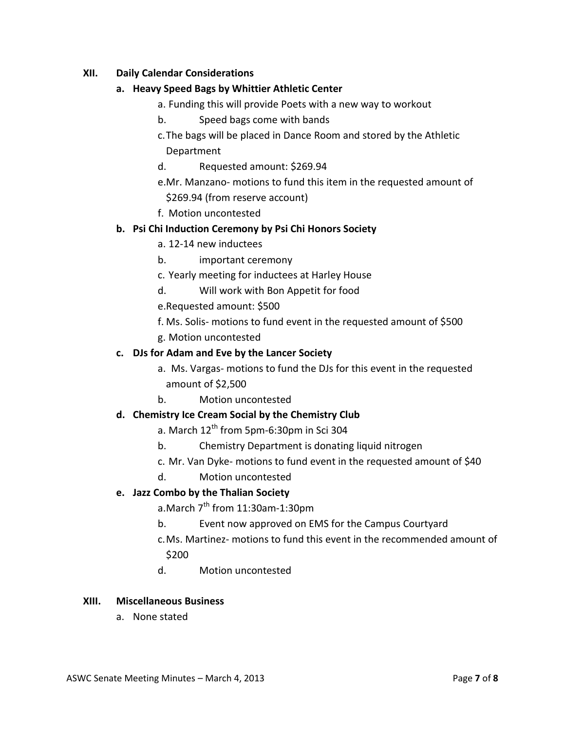## XII. Daily Calendar Considerations

### a. Heavy Speed Bags by Whittier Athletic Center

a. Funding this will provide Poets with a new way to workout
b. Speed bags come with bands
c. The bags will be placed in Dance Room and stored by the Athletic Department
d. Requested amount: $269.94
e. Mr. Manzano- motions to fund this item in the requested amount of $269.94 (from reserve account)
f. Motion uncontested

### b. Psi Chi Induction Ceremony by Psi Chi Honors Society

a. 12-14 new inductees
b. important ceremony
c. Yearly meeting for inductees at Harley House
d. Will work with Bon Appetit for food
e. Requested amount: $500
f. Ms. Solis- motions to fund event in the requested amount of $500
g. Motion uncontested

### c. DJs for Adam and Eve by the Lancer Society

a. Ms. Vargas- motions to fund the DJs for this event in the requested amount of $2,500
b. Motion uncontested

### d. Chemistry Ice Cream Social by the Chemistry Club

a. March 12th from 5pm-6:30pm in Sci 304
b. Chemistry Department is donating liquid nitrogen
c. Mr. Van Dyke- motions to fund event in the requested amount of $40
d. Motion uncontested

### e. Jazz Combo by the Thalian Society

a. March 7th from 11:30am-1:30pm
b. Event now approved on EMS for the Campus Courtyard
c. Ms. Martinez- motions to fund this event in the recommended amount of $200
d. Motion uncontested

## XIII. Miscellaneous Business

a. None stated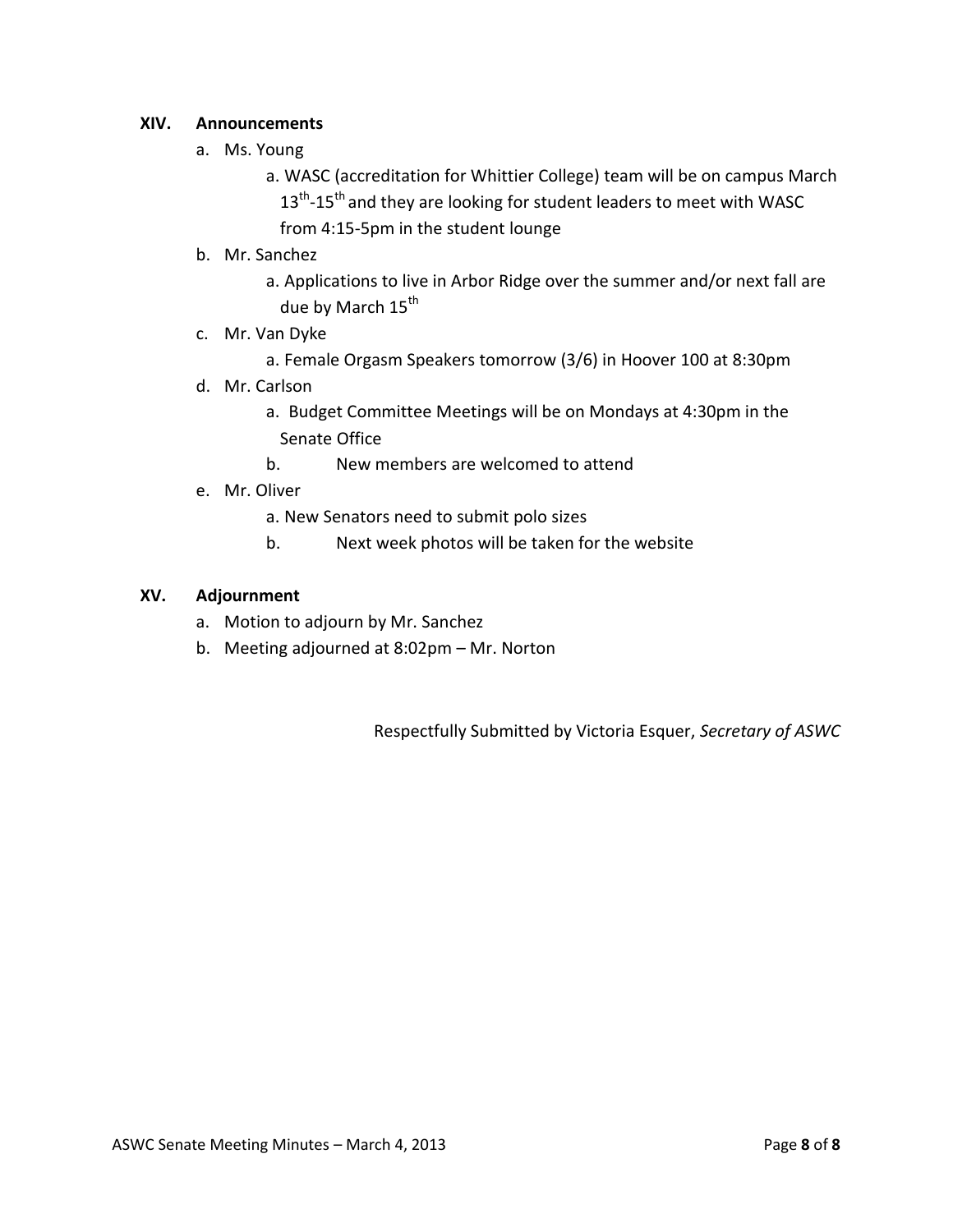**XIV. Announcements**

- a. Ms. Young
  - a. WASC (accreditation for Whittier College) team will be on campus March 13th-15th and they are looking for student leaders to meet with WASC from 4:15-5pm in the student lounge
- b. Mr. Sanchez
  - a. Applications to live in Arbor Ridge over the summer and/or next fall are due by March 15th
- c. Mr. Van Dyke
  - a. Female Orgasm Speakers tomorrow (3/6) in Hoover 100 at 8:30pm
- d. Mr. Carlson
  - a. Budget Committee Meetings will be on Mondays at 4:30pm in the Senate Office
  - b. New members are welcomed to attend
- e. Mr. Oliver
  - a. New Senators need to submit polo sizes
  - b. Next week photos will be taken for the website

**XV. Adjournment**

- a. Motion to adjourn by Mr. Sanchez
- b. Meeting adjourned at 8:02pm – Mr. Norton

Respectfully Submitted by Victoria Esquer, *Secretary of ASWC*